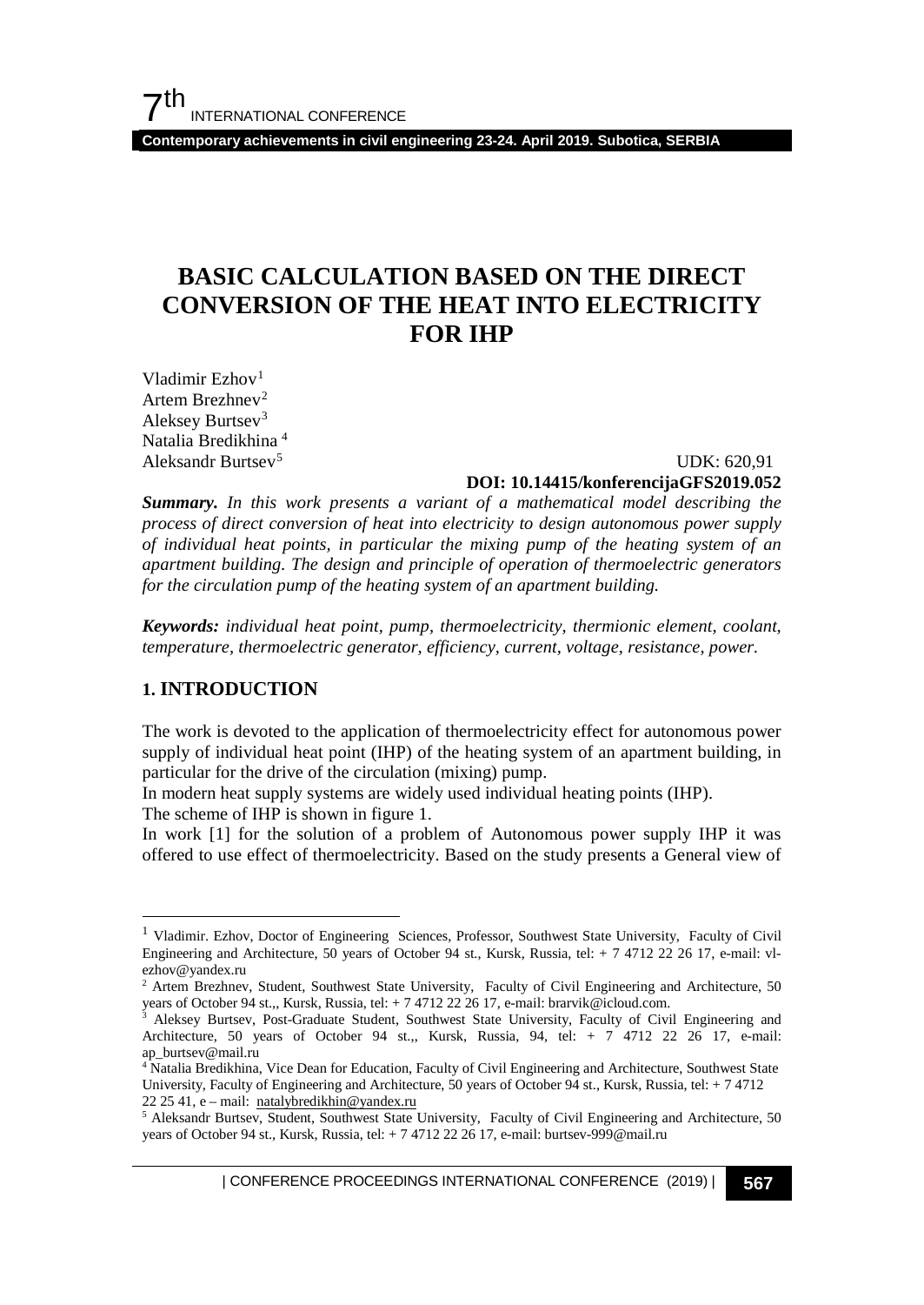# BASIC CALCULATION BASED ON THE DIRECT CONVERSION OF THE HEAT INTO ELECTRICITY FOR IHP

Vladimir Ezhov[1]
Artem Brezhnev[2]
Aleksey Burtsev[3]
Natalia Bredikhina [4]
Aleksandr Burtsev[5]

UDK: 620,91
**DOI: 10.14415/konferencijaGFS2019.052**

***Summary.*** *In this work presents a variant of a mathematical model describing the process of direct conversion of heat into electricity to design autonomous power supply of individual heat points, in particular the mixing pump of the heating system of an apartment building. The design and principle of operation of thermoelectric generators for the circulation pump of the heating system of an apartment building.*

***Keywords:*** *individual heat point, pump, thermoelectricity, thermionic element, coolant, temperature, thermoelectric generator, efficiency, current, voltage, resistance, power.*

## 1. INTRODUCTION

The work is devoted to the application of thermoelectricity effect for autonomous power supply of individual heat point (IHP) of the heating system of an apartment building, in particular for the drive of the circulation (mixing) pump.

In modern heat supply systems are widely used individual heating points (IHP).

The scheme of IHP is shown in figure 1.

In work [1] for the solution of a problem of Autonomous power supply IHP it was offered to use effect of thermoelectricity. Based on the study presents a General view of

---

[1] Vladimir. Ezhov, Doctor of Engineering Sciences, Professor, Southwest State University, Faculty of Civil Engineering and Architecture, 50 years of October 94 st., Kursk, Russia, tel: + 7 4712 22 26 17, e-mail: vl-ezhov@yandex.ru

[2] Artem Brezhnev, Student, Southwest State University, Faculty of Civil Engineering and Architecture, 50 years of October 94 st.,, Kursk, Russia, tel: + 7 4712 22 26 17, e-mail: brarvik@icloud.com.

[3] Aleksey Burtsev, Post-Graduate Student, Southwest State University, Faculty of Civil Engineering and Architecture, 50 years of October 94 st.,, Kursk, Russia, 94, tel: + 7 4712 22 26 17, e-mail: ap_burtsev@mail.ru

[4] Natalia Bredikhina, Vice Dean for Education, Faculty of Civil Engineering and Architecture, Southwest State University, Faculty of Engineering and Architecture, 50 years of October 94 st., Kursk, Russia, tel: + 7 4712 22 25 41, e – mail: natalybredikhin@yandex.ru

[5] Aleksandr Burtsev, Student, Southwest State University, Faculty of Civil Engineering and Architecture, 50 years of October 94 st., Kursk, Russia, tel: + 7 4712 22 26 17, e-mail: burtsev-999@mail.ru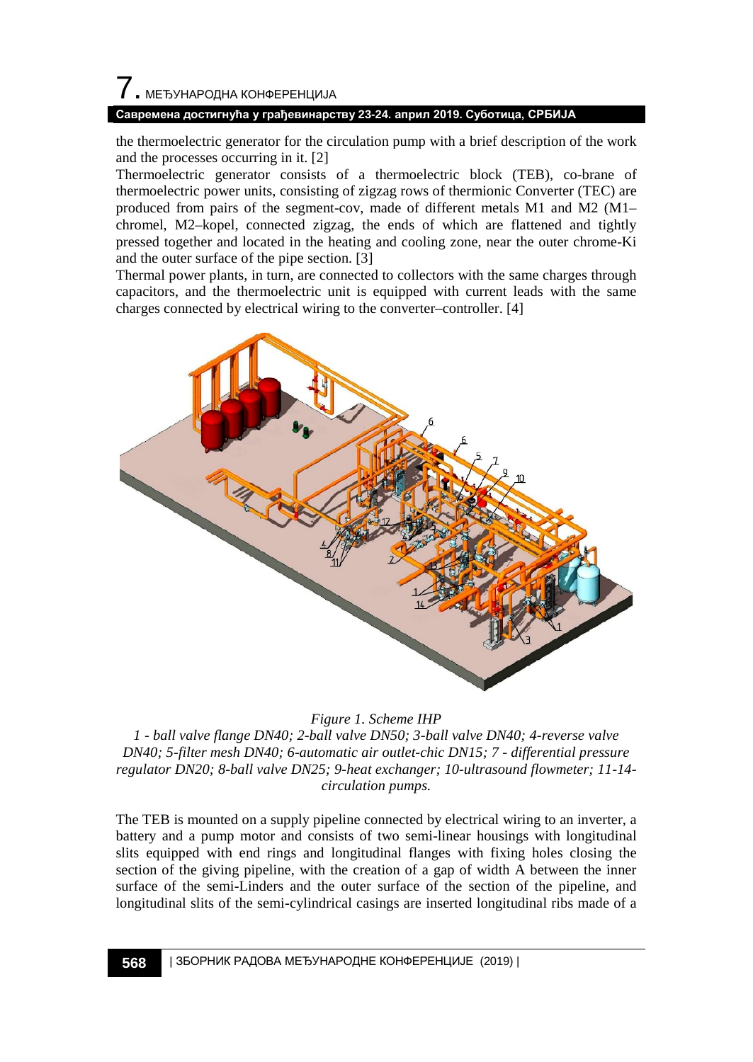the thermoelectric generator for the circulation pump with a brief description of the work and the processes occurring in it. [2]

Thermoelectric generator consists of a thermoelectric block (TEB), co-brane of thermoelectric power units, consisting of zigzag rows of thermionic Converter (TEC) are produced from pairs of the segment-cov, made of different metals M1 and M2 (M1–chromel, M2–kopel, connected zigzag, the ends of which are flattened and tightly pressed together and located in the heating and cooling zone, near the outer chrome-Ki and the outer surface of the pipe section. [3]

Thermal power plants, in turn, are connected to collectors with the same charges through capacitors, and the thermoelectric unit is equipped with current leads with the same charges connected by electrical wiring to the converter–controller. [4]

*Figure 1. Scheme IHP*

*1 - ball valve flange DN40; 2-ball valve DN50; 3-ball valve DN40; 4-reverse valve DN40; 5-filter mesh DN40; 6-automatic air outlet-chic DN15; 7 - differential pressure regulator DN20; 8-ball valve DN25; 9-heat exchanger; 10-ultrasound flowmeter; 11-14-circulation pumps.*

The TEB is mounted on a supply pipeline connected by electrical wiring to an inverter, a battery and a pump motor and consists of two semi-linear housings with longitudinal slits equipped with end rings and longitudinal flanges with fixing holes closing the section of the giving pipeline, with the creation of a gap of width A between the inner surface of the semi-Linders and the outer surface of the section of the pipeline, and longitudinal slits of the semi-cylindrical casings are inserted longitudinal ribs made of a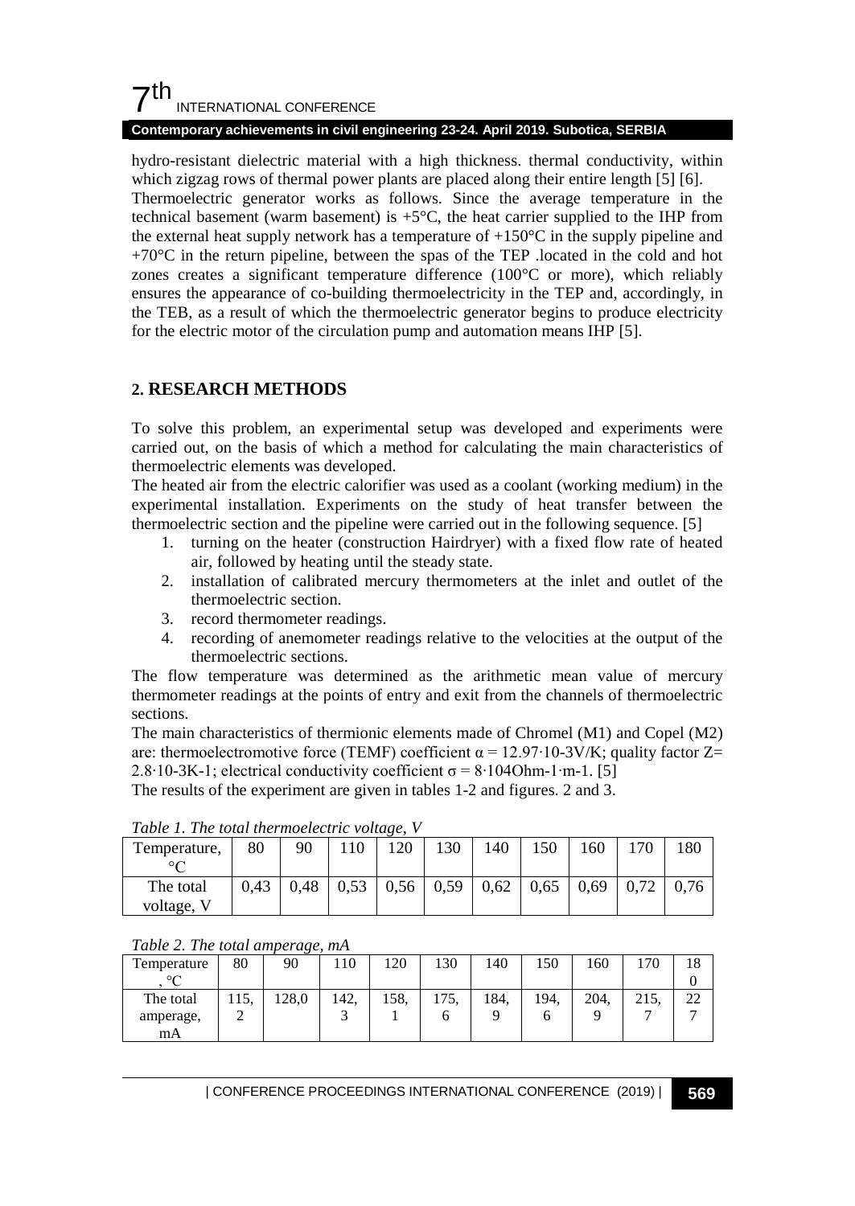hydro-resistant dielectric material with a high thickness. thermal conductivity, within which zigzag rows of thermal power plants are placed along their entire length [5] [6].
Thermoelectric generator works as follows. Since the average temperature in the technical basement (warm basement) is +5°C, the heat carrier supplied to the IHP from the external heat supply network has a temperature of +150°C in the supply pipeline and +70°C in the return pipeline, between the spas of the TEP .located in the cold and hot zones creates a significant temperature difference (100°C or more), which reliably ensures the appearance of co-building thermoelectricity in the TEP and, accordingly, in the TEB, as a result of which the thermoelectric generator begins to produce electricity for the electric motor of the circulation pump and automation means IHP [5].

## 2. RESEARCH METHODS

To solve this problem, an experimental setup was developed and experiments were carried out, on the basis of which a method for calculating the main characteristics of thermoelectric elements was developed.
The heated air from the electric calorifier was used as a coolant (working medium) in the experimental installation. Experiments on the study of heat transfer between the thermoelectric section and the pipeline were carried out in the following sequence. [5]

1. turning on the heater (construction Hairdryer) with a fixed flow rate of heated air, followed by heating until the steady state.
2. installation of calibrated mercury thermometers at the inlet and outlet of the thermoelectric section.
3. record thermometer readings.
4. recording of anemometer readings relative to the velocities at the output of the thermoelectric sections.

The flow temperature was determined as the arithmetic mean value of mercury thermometer readings at the points of entry and exit from the channels of thermoelectric sections.
The main characteristics of thermionic elements made of Chromel (M1) and Copel (M2) are: thermoelectromotive force (TEMF) coefficient $\alpha = 12.97 \cdot 10\text{-}3V/K$; quality factor $Z = 2.8 \cdot 10\text{-}3K\text{-}1$; electrical conductivity coefficient $\sigma = 8 \cdot 104Ohm\text{-}1 \cdot m\text{-}1$. [5]
The results of the experiment are given in tables 1-2 and figures. 2 and 3.

*Table 1. The total thermoelectric voltage, V*

| Temperature, °C | 80 | 90 | 110 | 120 | 130 | 140 | 150 | 160 | 170 | 180 |
|---|---|---|---|---|---|---|---|---|---|---|
| The total voltage, V | 0,43 | 0,48 | 0,53 | 0,56 | 0,59 | 0,62 | 0,65 | 0,69 | 0,72 | 0,76 |

*Table 2. The total amperage, mA*

| Temperature, °C | 80 | 90 | 110 | 120 | 130 | 140 | 150 | 160 | 170 | 180 |
|---|---|---|---|---|---|---|---|---|---|---|
| The total amperage, mA | 115,2 | 128,0 | 142,3 | 158,1 | 175,6 | 184,9 | 194,6 | 204,9 | 215,7 | 227 |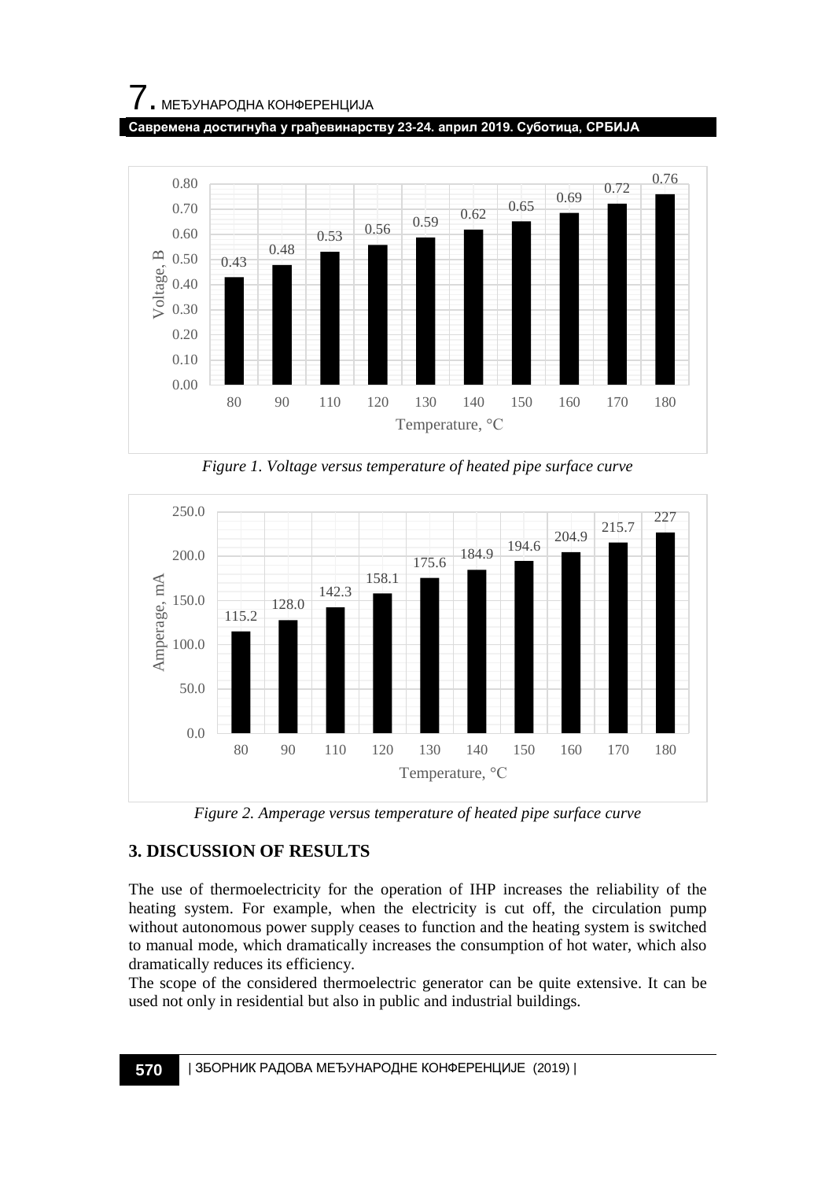*Figure 1. Voltage versus temperature of heated pipe surface curve*

*Figure 2. Amperage versus temperature of heated pipe surface curve*

## 3. DISCUSSION OF RESULTS

The use of thermoelectricity for the operation of IHP increases the reliability of the heating system. For example, when the electricity is cut off, the circulation pump without autonomous power supply ceases to function and the heating system is switched to manual mode, which dramatically increases the consumption of hot water, which also dramatically reduces its efficiency.

The scope of the considered thermoelectric generator can be quite extensive. It can be used not only in residential but also in public and industrial buildings.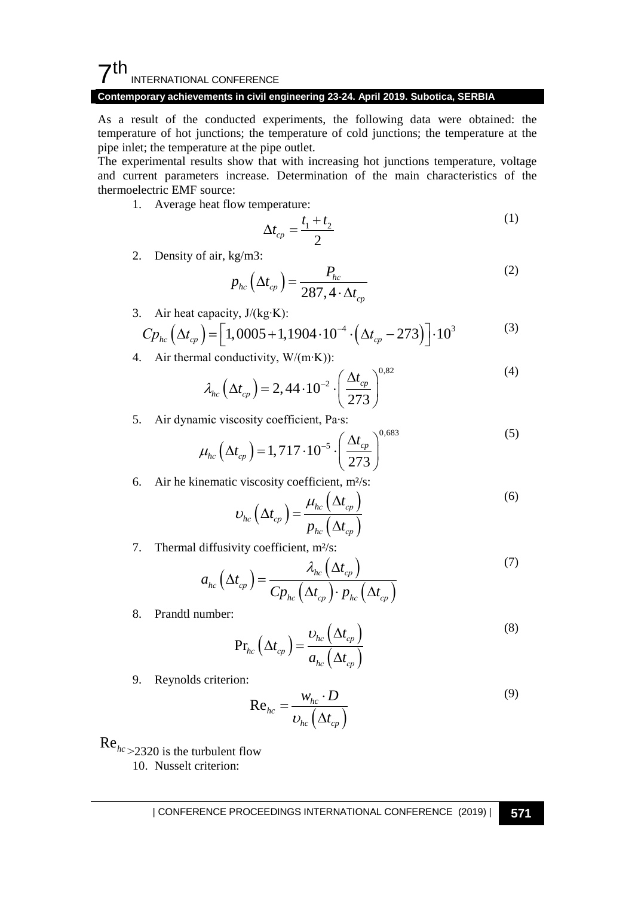As a result of the conducted experiments, the following data were obtained: the temperature of hot junctions; the temperature of cold junctions; the temperature at the pipe inlet; the temperature at the pipe outlet.

The experimental results show that with increasing hot junctions temperature, voltage and current parameters increase. Determination of the main characteristics of the thermoelectric EMF source:

1. Average heat flow temperature:

$$\Delta t_{cp} = \frac{t_1 + t_2}{2} \tag{1}$$

2. Density of air, kg/m3:

$$p_{hc}\left(\Delta t_{cp}\right) = \frac{P_{hc}}{287,4 \cdot \Delta t_{cp}} \tag{2}$$

3. Air heat capacity, J/(kg·K):

$$Cp_{hc}\left(\Delta t_{cp}\right) = \left[1,0005 + 1,1904 \cdot 10^{-4} \cdot \left(\Delta t_{cp} - 273\right)\right] \cdot 10^{3} \tag{3}$$

4. Air thermal conductivity, W/(m·K)):

$$\lambda_{hc}\left(\Delta t_{cp}\right) = 2,44 \cdot 10^{-2} \cdot \left(\frac{\Delta t_{cp}}{273}\right)^{0,82} \tag{4}$$

5. Air dynamic viscosity coefficient, Pa·s:

$$\mu_{hc}\left(\Delta t_{cp}\right) = 1,717 \cdot 10^{-5} \cdot \left(\frac{\Delta t_{cp}}{273}\right)^{0,683} \tag{5}$$

6. Air he kinematic viscosity coefficient, m²/s:

$$\upsilon_{hc}\left(\Delta t_{cp}\right) = \frac{\mu_{hc}\left(\Delta t_{cp}\right)}{p_{hc}\left(\Delta t_{cp}\right)} \tag{6}$$

7. Thermal diffusivity coefficient, m²/s:

$$a_{hc}\left(\Delta t_{cp}\right) = \frac{\lambda_{hc}\left(\Delta t_{cp}\right)}{Cp_{hc}\left(\Delta t_{cp}\right) \cdot p_{hc}\left(\Delta t_{cp}\right)} \tag{7}$$

8. Prandtl number:

$$\Pr_{hc}\left(\Delta t_{cp}\right) = \frac{\upsilon_{hc}\left(\Delta t_{cp}\right)}{a_{hc}\left(\Delta t_{cp}\right)} \tag{8}$$

9. Reynolds criterion:

$$\mathrm{Re}_{hc} = \frac{w_{hc} \cdot D}{\upsilon_{hc}\left(\Delta t_{cp}\right)} \tag{9}$$

$\mathrm{Re}_{hc}$ >2320 is the turbulent flow

10. Nusselt criterion: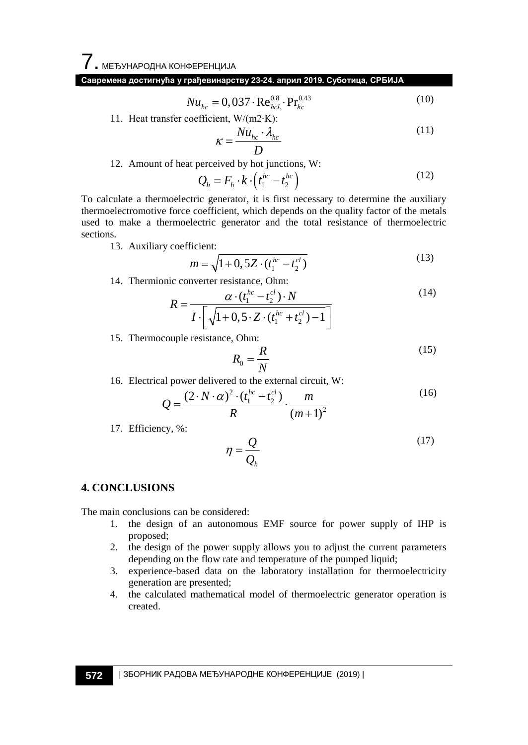$$Nu_{hc} = 0,037 \cdot \mathrm{Re}_{hcL}^{0.8} \cdot \mathrm{Pr}_{hc}^{0.43} \tag{10}$$

11. Heat transfer coefficient, W/(m2·K):

$$\kappa = \frac{Nu_{hc} \cdot \lambda_{hc}}{D} \tag{11}$$

12. Amount of heat perceived by hot junctions, W:

$$Q_h = F_h \cdot k \cdot \left( t_1^{hc} - t_2^{hc} \right) \tag{12}$$

To calculate a thermoelectric generator, it is first necessary to determine the auxiliary thermoelectromotive force coefficient, which depends on the quality factor of the metals used to make a thermoelectric generator and the total resistance of thermoelectric sections.

13. Auxiliary coefficient:

$$m = \sqrt{1 + 0,5Z \cdot (t_1^{hc} - t_2^{cl})} \tag{13}$$

14. Thermionic converter resistance, Ohm:

$$R = \frac{\alpha \cdot (t_1^{hc} - t_2^{cl}) \cdot N}{I \cdot \left[ \sqrt{1 + 0,5 \cdot Z \cdot (t_1^{hc} + t_2^{cl})} - 1 \right]} \tag{14}$$

15. Thermocouple resistance, Ohm:

$$R_0 = \frac{R}{N} \tag{15}$$

16. Electrical power delivered to the external circuit, W:

$$Q = \frac{(2 \cdot N \cdot \alpha)^2 \cdot (t_1^{hc} - t_2^{cl})}{R} \cdot \frac{m}{(m+1)^2} \tag{16}$$

17. Efficiency, %:

$$\eta = \frac{Q}{Q_h} \tag{17}$$

## 4. CONCLUSIONS

The main conclusions can be considered:

1. the design of an autonomous EMF source for power supply of IHP is proposed;
2. the design of the power supply allows you to adjust the current parameters depending on the flow rate and temperature of the pumped liquid;
3. experience-based data on the laboratory installation for thermoelectricity generation are presented;
4. the calculated mathematical model of thermoelectric generator operation is created.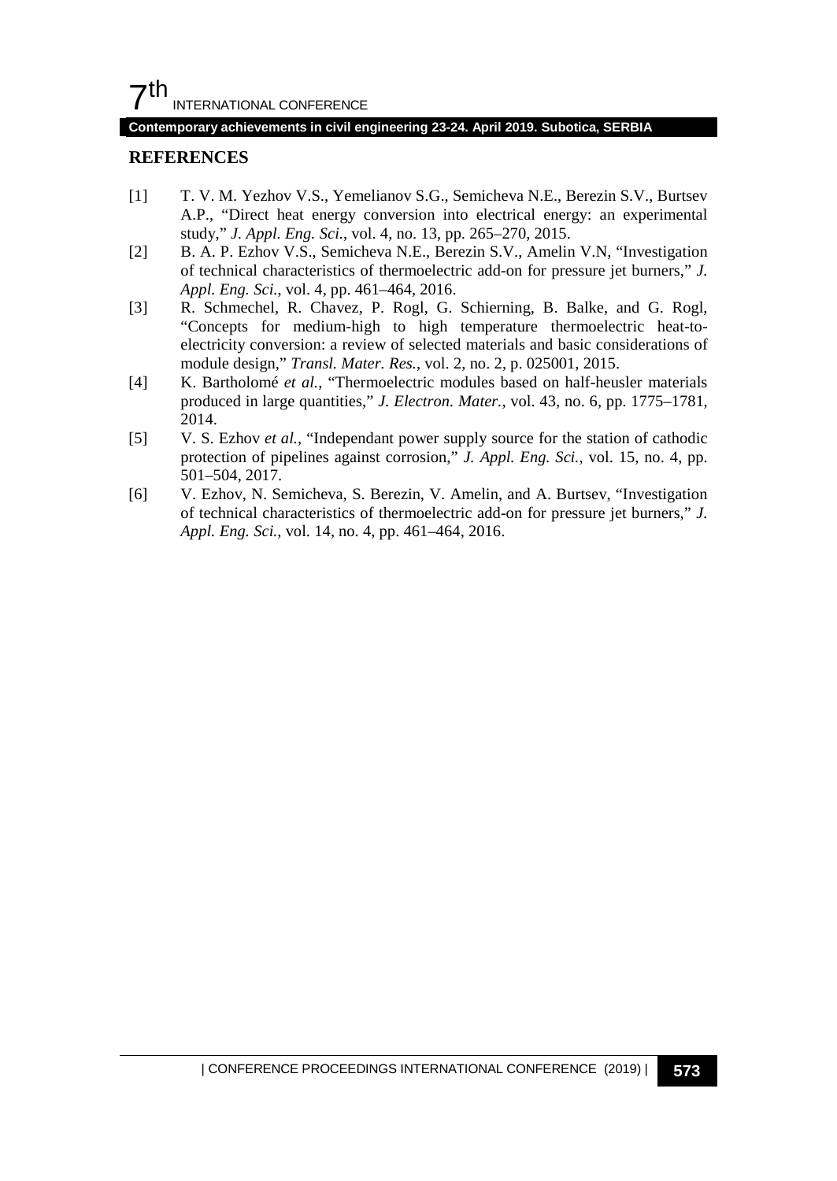## REFERENCES

[1] T. V. M. Yezhov V.S., Yemelianov S.G., Semicheva N.E., Berezin S.V., Burtsev A.P., "Direct heat energy conversion into electrical energy: an experimental study," *J. Appl. Eng. Sci.*, vol. 4, no. 13, pp. 265–270, 2015.

[2] B. A. P. Ezhov V.S., Semicheva N.E., Berezin S.V., Amelin V.N, "Investigation of technical characteristics of thermoelectric add-on for pressure jet burners," *J. Appl. Eng. Sci.*, vol. 4, pp. 461–464, 2016.

[3] R. Schmechel, R. Chavez, P. Rogl, G. Schierning, B. Balke, and G. Rogl, "Concepts for medium-high to high temperature thermoelectric heat-to-electricity conversion: a review of selected materials and basic considerations of module design," *Transl. Mater. Res.*, vol. 2, no. 2, p. 025001, 2015.

[4] K. Bartholomé *et al.*, "Thermoelectric modules based on half-heusler materials produced in large quantities," *J. Electron. Mater.*, vol. 43, no. 6, pp. 1775–1781, 2014.

[5] V. S. Ezhov *et al.*, "Independant power supply source for the station of cathodic protection of pipelines against corrosion," *J. Appl. Eng. Sci.*, vol. 15, no. 4, pp. 501–504, 2017.

[6] V. Ezhov, N. Semicheva, S. Berezin, V. Amelin, and A. Burtsev, "Investigation of technical characteristics of thermoelectric add-on for pressure jet burners," *J. Appl. Eng. Sci.*, vol. 14, no. 4, pp. 461–464, 2016.